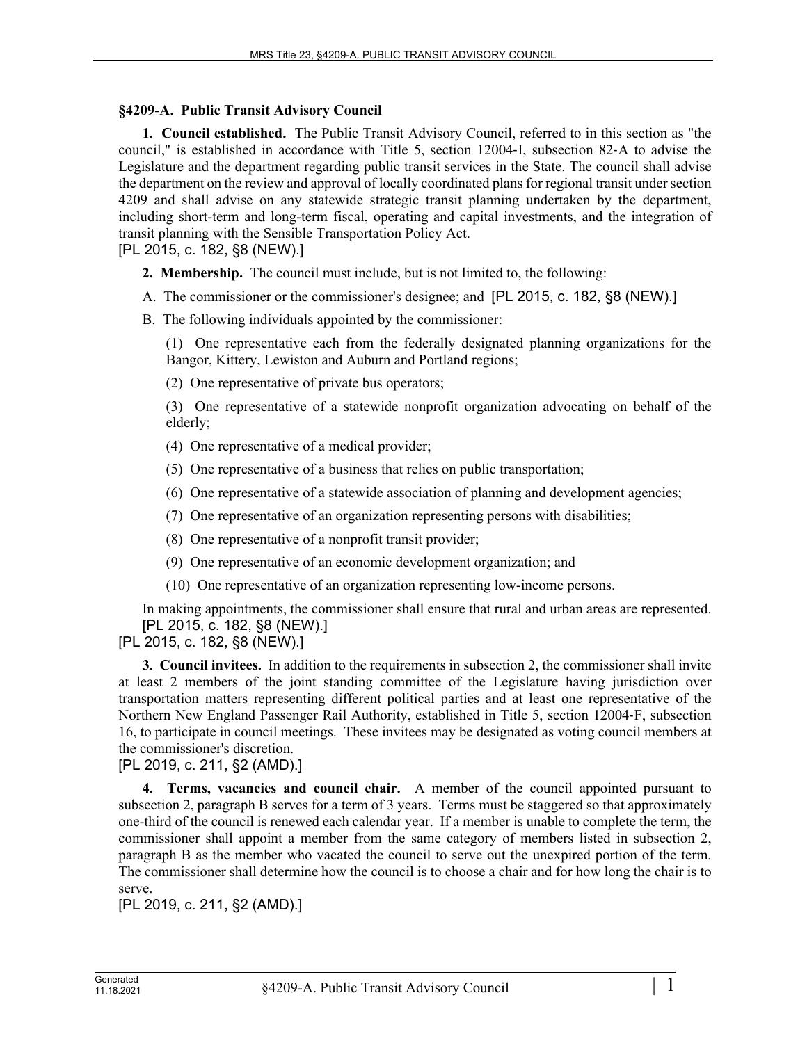## §4209-A. Public Transit Advisory Council

**1. Council established.** The Public Transit Advisory Council, referred to in this section as "the council," is established in accordance with Title 5, section 12004-I, subsection 82-A to advise the Legislature and the department regarding public transit services in the State. The council shall advise the department on the review and approval of locally coordinated plans for regional transit under section 4209 and shall advise on any statewide strategic transit planning undertaken by the department, including short-term and long-term fiscal, operating and capital investments, and the integration of transit planning with the Sensible Transportation Policy Act.
[PL 2015, c. 182, §8 (NEW).]

**2. Membership.** The council must include, but is not limited to, the following:

A. The commissioner or the commissioner's designee; and [PL 2015, c. 182, §8 (NEW).]

B. The following individuals appointed by the commissioner:

(1) One representative each from the federally designated planning organizations for the Bangor, Kittery, Lewiston and Auburn and Portland regions;

(2) One representative of private bus operators;

(3) One representative of a statewide nonprofit organization advocating on behalf of the elderly;

(4) One representative of a medical provider;

(5) One representative of a business that relies on public transportation;

(6) One representative of a statewide association of planning and development agencies;

(7) One representative of an organization representing persons with disabilities;

(8) One representative of a nonprofit transit provider;

(9) One representative of an economic development organization; and

(10) One representative of an organization representing low-income persons.

In making appointments, the commissioner shall ensure that rural and urban areas are represented. [PL 2015, c. 182, §8 (NEW).]

[PL 2015, c. 182, §8 (NEW).]

**3. Council invitees.** In addition to the requirements in subsection 2, the commissioner shall invite at least 2 members of the joint standing committee of the Legislature having jurisdiction over transportation matters representing different political parties and at least one representative of the Northern New England Passenger Rail Authority, established in Title 5, section 12004-F, subsection 16, to participate in council meetings. These invitees may be designated as voting council members at the commissioner's discretion.
[PL 2019, c. 211, §2 (AMD).]

**4. Terms, vacancies and council chair.** A member of the council appointed pursuant to subsection 2, paragraph B serves for a term of 3 years. Terms must be staggered so that approximately one-third of the council is renewed each calendar year. If a member is unable to complete the term, the commissioner shall appoint a member from the same category of members listed in subsection 2, paragraph B as the member who vacated the council to serve out the unexpired portion of the term. The commissioner shall determine how the council is to choose a chair and for how long the chair is to serve.
[PL 2019, c. 211, §2 (AMD).]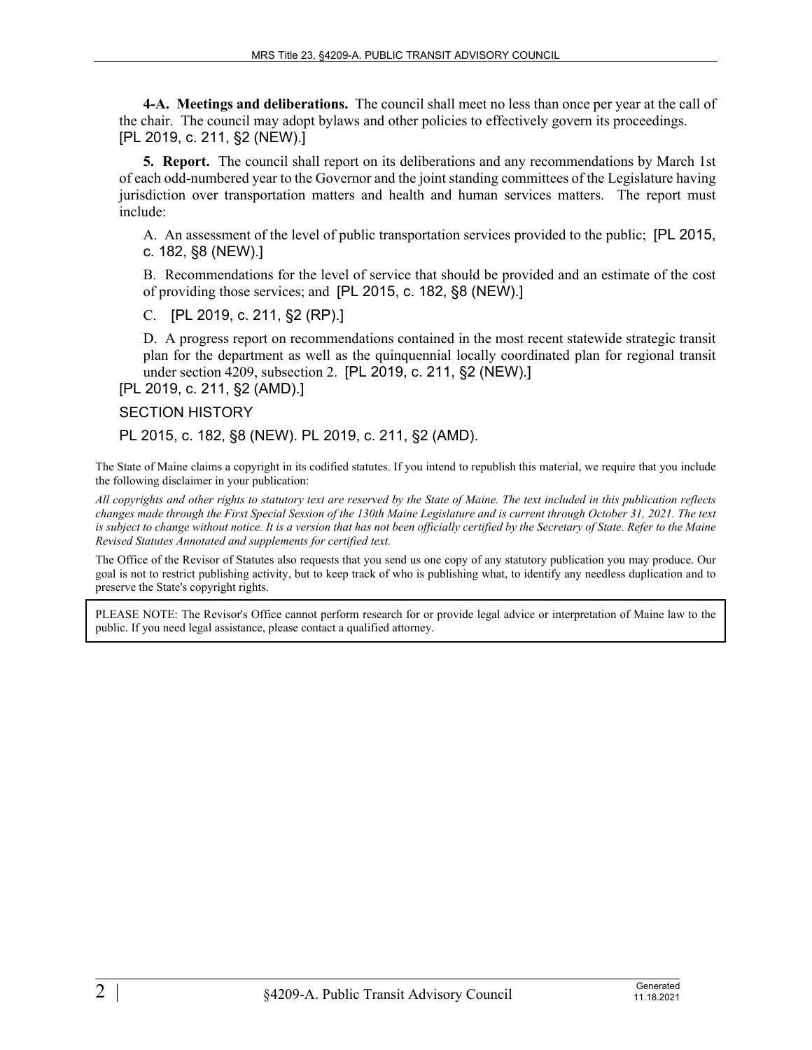**4-A. Meetings and deliberations.** The council shall meet no less than once per year at the call of the chair. The council may adopt bylaws and other policies to effectively govern its proceedings.
[PL 2019, c. 211, §2 (NEW).]

**5. Report.** The council shall report on its deliberations and any recommendations by March 1st of each odd-numbered year to the Governor and the joint standing committees of the Legislature having jurisdiction over transportation matters and health and human services matters. The report must include:

A. An assessment of the level of public transportation services provided to the public; [PL 2015, c. 182, §8 (NEW).]

B. Recommendations for the level of service that should be provided and an estimate of the cost of providing those services; and [PL 2015, c. 182, §8 (NEW).]

C. [PL 2019, c. 211, §2 (RP).]

D. A progress report on recommendations contained in the most recent statewide strategic transit plan for the department as well as the quinquennial locally coordinated plan for regional transit under section 4209, subsection 2. [PL 2019, c. 211, §2 (NEW).]

[PL 2019, c. 211, §2 (AMD).]

SECTION HISTORY

PL 2015, c. 182, §8 (NEW). PL 2019, c. 211, §2 (AMD).

The State of Maine claims a copyright in its codified statutes. If you intend to republish this material, we require that you include the following disclaimer in your publication:

*All copyrights and other rights to statutory text are reserved by the State of Maine. The text included in this publication reflects changes made through the First Special Session of the 130th Maine Legislature and is current through October 31, 2021. The text is subject to change without notice. It is a version that has not been officially certified by the Secretary of State. Refer to the Maine Revised Statutes Annotated and supplements for certified text.*

The Office of the Revisor of Statutes also requests that you send us one copy of any statutory publication you may produce. Our goal is not to restrict publishing activity, but to keep track of who is publishing what, to identify any needless duplication and to preserve the State's copyright rights.

PLEASE NOTE: The Revisor's Office cannot perform research for or provide legal advice or interpretation of Maine law to the public. If you need legal assistance, please contact a qualified attorney.